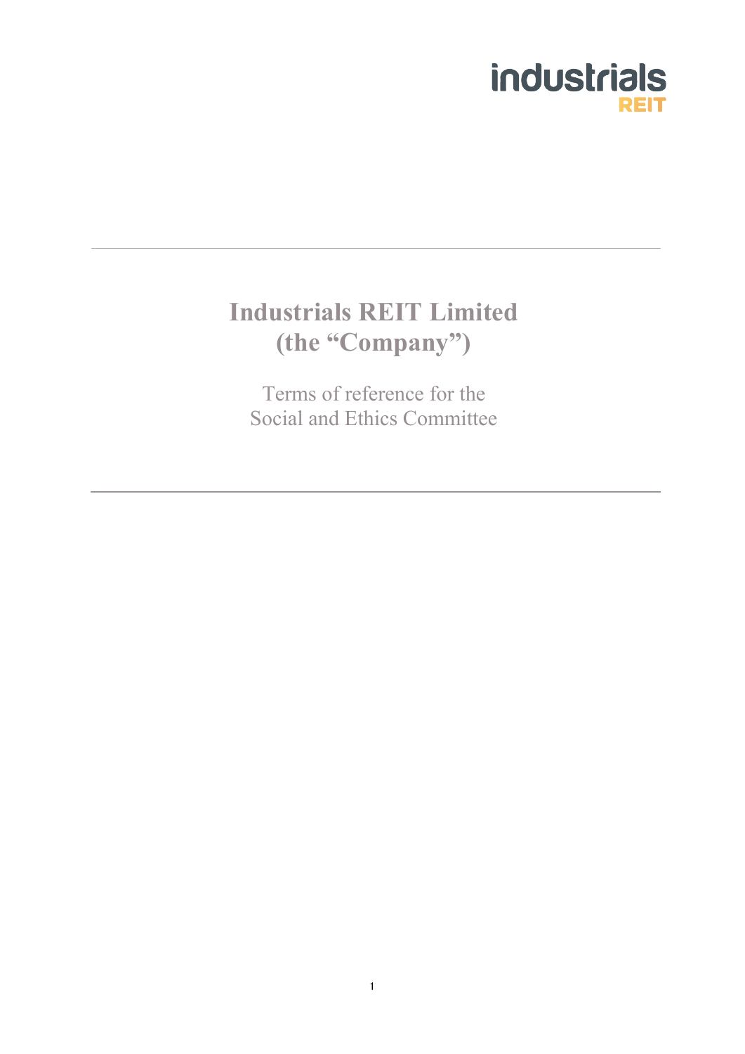# Industrials REIT Limited
# (the "Company")

Terms of reference for the
Social and Ethics Committee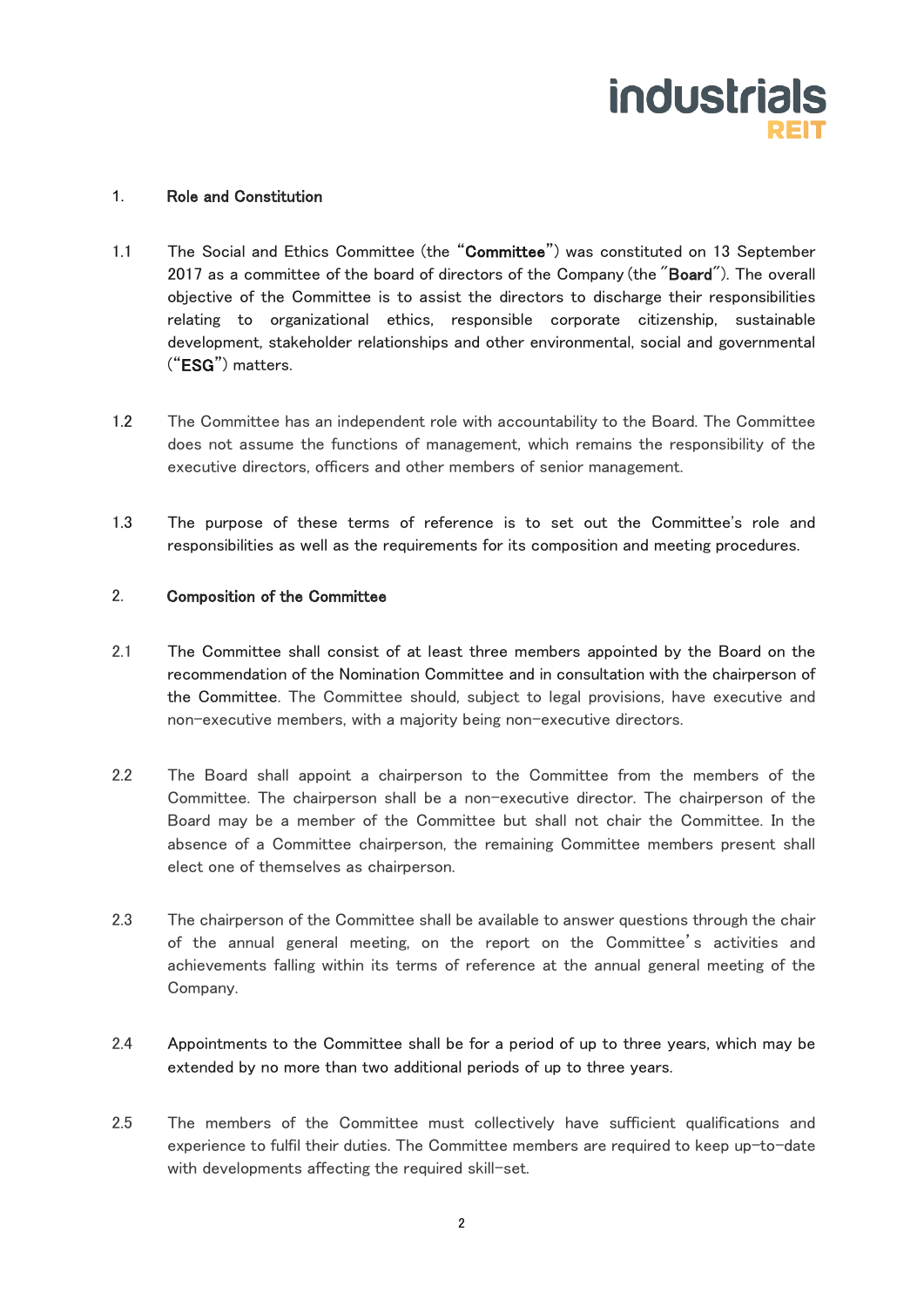## 1. Role and Constitution

1.1 The Social and Ethics Committee (the "**Committee**") was constituted on 13 September 2017 as a committee of the board of directors of the Company (the "**Board**"). The overall objective of the Committee is to assist the directors to discharge their responsibilities relating to organizational ethics, responsible corporate citizenship, sustainable development, stakeholder relationships and other environmental, social and governmental ("**ESG**") matters.

1.2 The Committee has an independent role with accountability to the Board. The Committee does not assume the functions of management, which remains the responsibility of the executive directors, officers and other members of senior management.

1.3 The purpose of these terms of reference is to set out the Committee's role and responsibilities as well as the requirements for its composition and meeting procedures.

## 2. Composition of the Committee

2.1 The Committee shall consist of at least three members appointed by the Board on the recommendation of the Nomination Committee and in consultation with the chairperson of the Committee. The Committee should, subject to legal provisions, have executive and non-executive members, with a majority being non-executive directors.

2.2 The Board shall appoint a chairperson to the Committee from the members of the Committee. The chairperson shall be a non-executive director. The chairperson of the Board may be a member of the Committee but shall not chair the Committee. In the absence of a Committee chairperson, the remaining Committee members present shall elect one of themselves as chairperson.

2.3 The chairperson of the Committee shall be available to answer questions through the chair of the annual general meeting, on the report on the Committee's activities and achievements falling within its terms of reference at the annual general meeting of the Company.

2.4 Appointments to the Committee shall be for a period of up to three years, which may be extended by no more than two additional periods of up to three years.

2.5 The members of the Committee must collectively have sufficient qualifications and experience to fulfil their duties. The Committee members are required to keep up-to-date with developments affecting the required skill-set.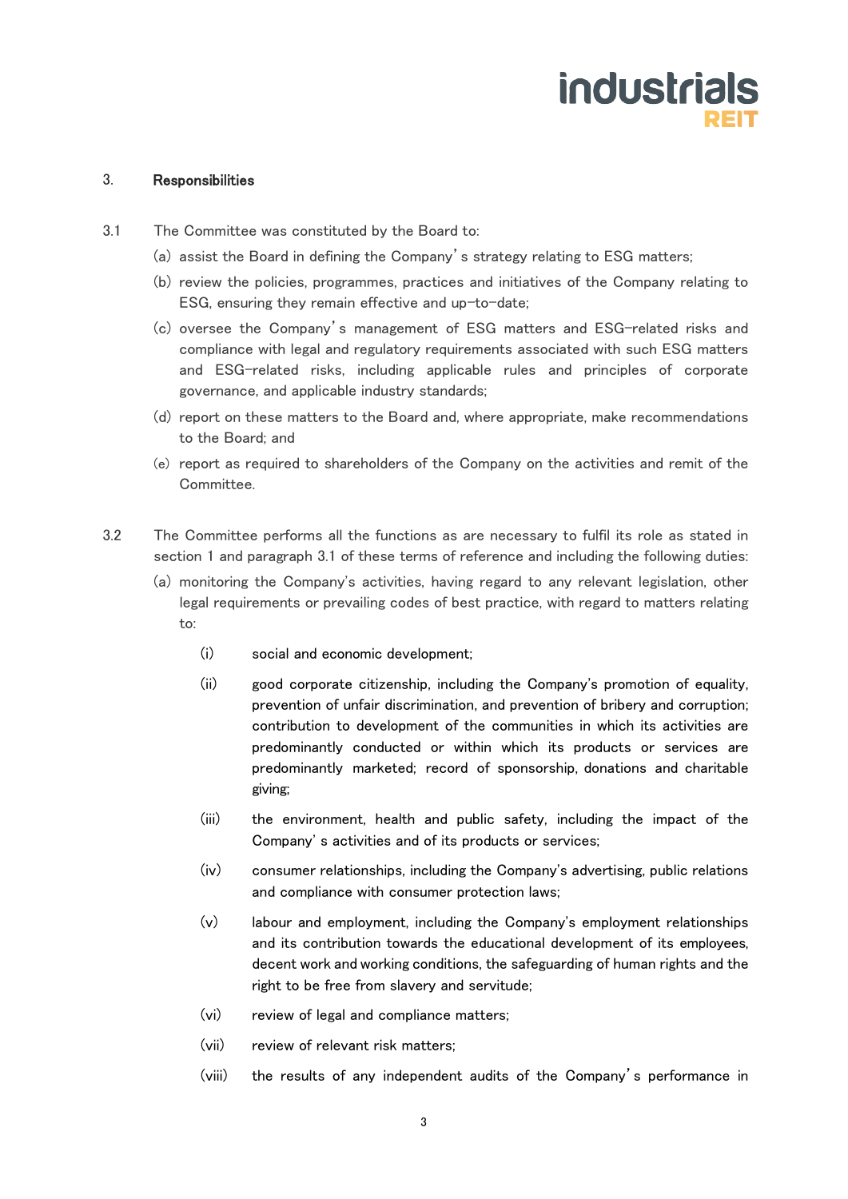## 3. Responsibilities

3.1 The Committee was constituted by the Board to:

(a) assist the Board in defining the Company's strategy relating to ESG matters;

(b) review the policies, programmes, practices and initiatives of the Company relating to ESG, ensuring they remain effective and up-to-date;

(c) oversee the Company's management of ESG matters and ESG-related risks and compliance with legal and regulatory requirements associated with such ESG matters and ESG-related risks, including applicable rules and principles of corporate governance, and applicable industry standards;

(d) report on these matters to the Board and, where appropriate, make recommendations to the Board; and

(e) report as required to shareholders of the Company on the activities and remit of the Committee.

3.2 The Committee performs all the functions as are necessary to fulfil its role as stated in section 1 and paragraph 3.1 of these terms of reference and including the following duties:

(a) monitoring the Company's activities, having regard to any relevant legislation, other legal requirements or prevailing codes of best practice, with regard to matters relating to:

(i) social and economic development;

(ii) good corporate citizenship, including the Company's promotion of equality, prevention of unfair discrimination, and prevention of bribery and corruption; contribution to development of the communities in which its activities are predominantly conducted or within which its products or services are predominantly marketed; record of sponsorship, donations and charitable giving;

(iii) the environment, health and public safety, including the impact of the Company's activities and of its products or services;

(iv) consumer relationships, including the Company's advertising, public relations and compliance with consumer protection laws;

(v) labour and employment, including the Company's employment relationships and its contribution towards the educational development of its employees, decent work and working conditions, the safeguarding of human rights and the right to be free from slavery and servitude;

(vi) review of legal and compliance matters;

(vii) review of relevant risk matters;

(viii) the results of any independent audits of the Company's performance in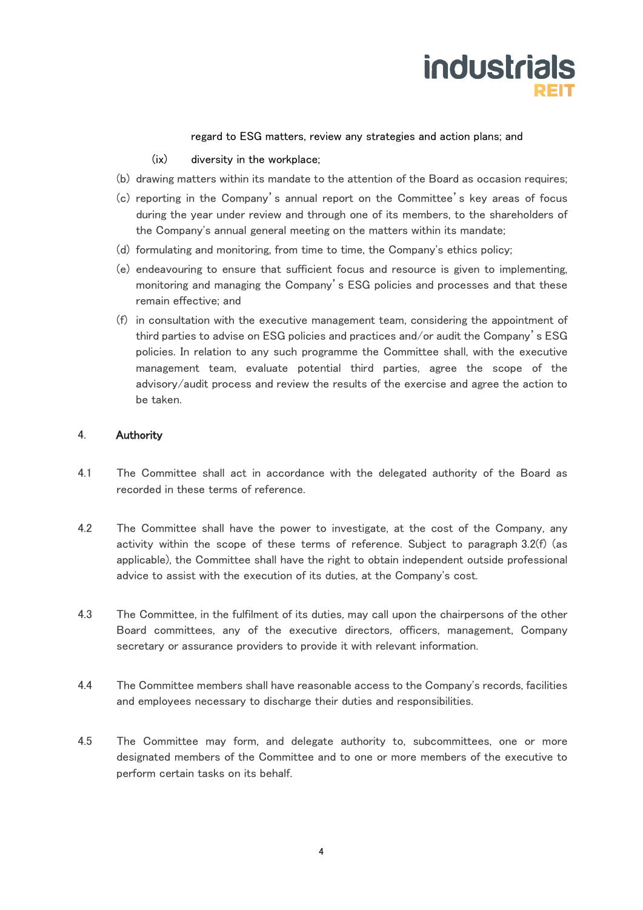regard to ESG matters, review any strategies and action plans; and

(ix) diversity in the workplace;

(b) drawing matters within its mandate to the attention of the Board as occasion requires;

(c) reporting in the Company's annual report on the Committee's key areas of focus during the year under review and through one of its members, to the shareholders of the Company's annual general meeting on the matters within its mandate;

(d) formulating and monitoring, from time to time, the Company's ethics policy;

(e) endeavouring to ensure that sufficient focus and resource is given to implementing, monitoring and managing the Company's ESG policies and processes and that these remain effective; and

(f) in consultation with the executive management team, considering the appointment of third parties to advise on ESG policies and practices and/or audit the Company's ESG policies. In relation to any such programme the Committee shall, with the executive management team, evaluate potential third parties, agree the scope of the advisory/audit process and review the results of the exercise and agree the action to be taken.

## 4. Authority

4.1 The Committee shall act in accordance with the delegated authority of the Board as recorded in these terms of reference.

4.2 The Committee shall have the power to investigate, at the cost of the Company, any activity within the scope of these terms of reference. Subject to paragraph 3.2(f) (as applicable), the Committee shall have the right to obtain independent outside professional advice to assist with the execution of its duties, at the Company's cost.

4.3 The Committee, in the fulfilment of its duties, may call upon the chairpersons of the other Board committees, any of the executive directors, officers, management, Company secretary or assurance providers to provide it with relevant information.

4.4 The Committee members shall have reasonable access to the Company's records, facilities and employees necessary to discharge their duties and responsibilities.

4.5 The Committee may form, and delegate authority to, subcommittees, one or more designated members of the Committee and to one or more members of the executive to perform certain tasks on its behalf.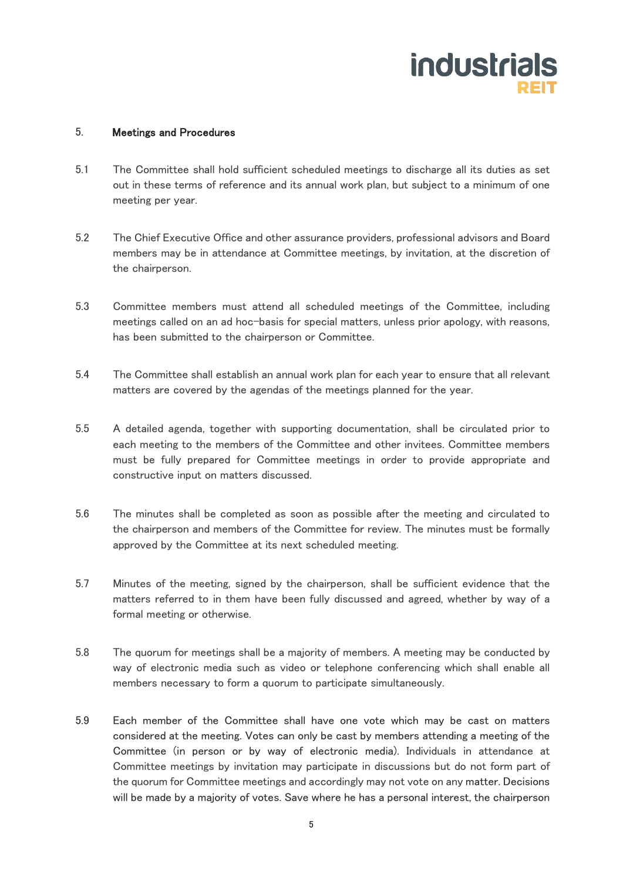## 5. Meetings and Procedures

5.1 The Committee shall hold sufficient scheduled meetings to discharge all its duties as set out in these terms of reference and its annual work plan, but subject to a minimum of one meeting per year.

5.2 The Chief Executive Office and other assurance providers, professional advisors and Board members may be in attendance at Committee meetings, by invitation, at the discretion of the chairperson.

5.3 Committee members must attend all scheduled meetings of the Committee, including meetings called on an ad hoc-basis for special matters, unless prior apology, with reasons, has been submitted to the chairperson or Committee.

5.4 The Committee shall establish an annual work plan for each year to ensure that all relevant matters are covered by the agendas of the meetings planned for the year.

5.5 A detailed agenda, together with supporting documentation, shall be circulated prior to each meeting to the members of the Committee and other invitees. Committee members must be fully prepared for Committee meetings in order to provide appropriate and constructive input on matters discussed.

5.6 The minutes shall be completed as soon as possible after the meeting and circulated to the chairperson and members of the Committee for review. The minutes must be formally approved by the Committee at its next scheduled meeting.

5.7 Minutes of the meeting, signed by the chairperson, shall be sufficient evidence that the matters referred to in them have been fully discussed and agreed, whether by way of a formal meeting or otherwise.

5.8 The quorum for meetings shall be a majority of members. A meeting may be conducted by way of electronic media such as video or telephone conferencing which shall enable all members necessary to form a quorum to participate simultaneously.

5.9 Each member of the Committee shall have one vote which may be cast on matters considered at the meeting. Votes can only be cast by members attending a meeting of the Committee (in person or by way of electronic media). Individuals in attendance at Committee meetings by invitation may participate in discussions but do not form part of the quorum for Committee meetings and accordingly may not vote on any matter. Decisions will be made by a majority of votes. Save where he has a personal interest, the chairperson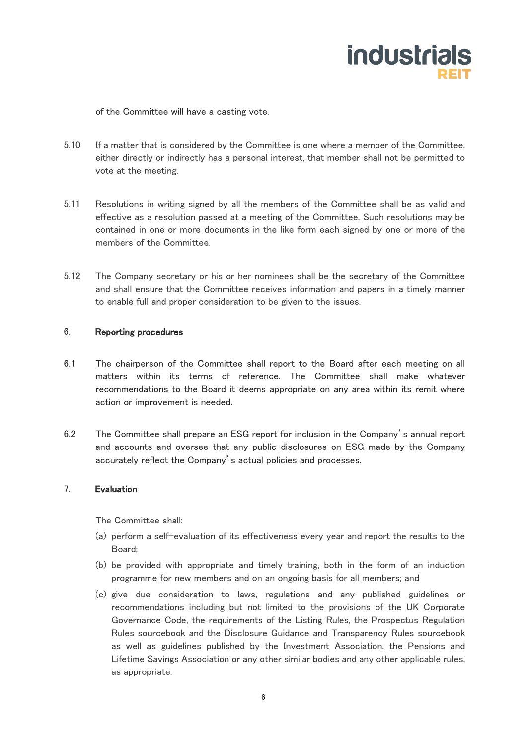of the Committee will have a casting vote.

5.10 If a matter that is considered by the Committee is one where a member of the Committee, either directly or indirectly has a personal interest, that member shall not be permitted to vote at the meeting.

5.11 Resolutions in writing signed by all the members of the Committee shall be as valid and effective as a resolution passed at a meeting of the Committee. Such resolutions may be contained in one or more documents in the like form each signed by one or more of the members of the Committee.

5.12 The Company secretary or his or her nominees shall be the secretary of the Committee and shall ensure that the Committee receives information and papers in a timely manner to enable full and proper consideration to be given to the issues.

## 6. Reporting procedures

6.1 The chairperson of the Committee shall report to the Board after each meeting on all matters within its terms of reference. The Committee shall make whatever recommendations to the Board it deems appropriate on any area within its remit where action or improvement is needed.

6.2 The Committee shall prepare an ESG report for inclusion in the Company's annual report and accounts and oversee that any public disclosures on ESG made by the Company accurately reflect the Company's actual policies and processes.

## 7. Evaluation

The Committee shall:

(a) perform a self-evaluation of its effectiveness every year and report the results to the Board;

(b) be provided with appropriate and timely training, both in the form of an induction programme for new members and on an ongoing basis for all members; and

(c) give due consideration to laws, regulations and any published guidelines or recommendations including but not limited to the provisions of the UK Corporate Governance Code, the requirements of the Listing Rules, the Prospectus Regulation Rules sourcebook and the Disclosure Guidance and Transparency Rules sourcebook as well as guidelines published by the Investment Association, the Pensions and Lifetime Savings Association or any other similar bodies and any other applicable rules, as appropriate.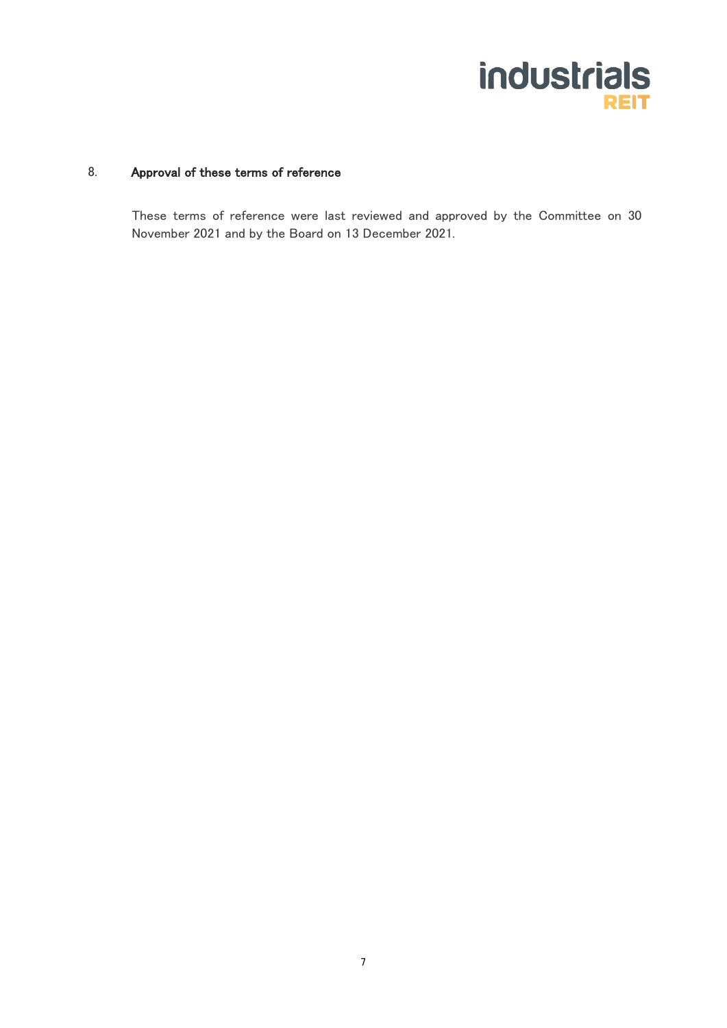## 8. Approval of these terms of reference

These terms of reference were last reviewed and approved by the Committee on 30 November 2021 and by the Board on 13 December 2021.